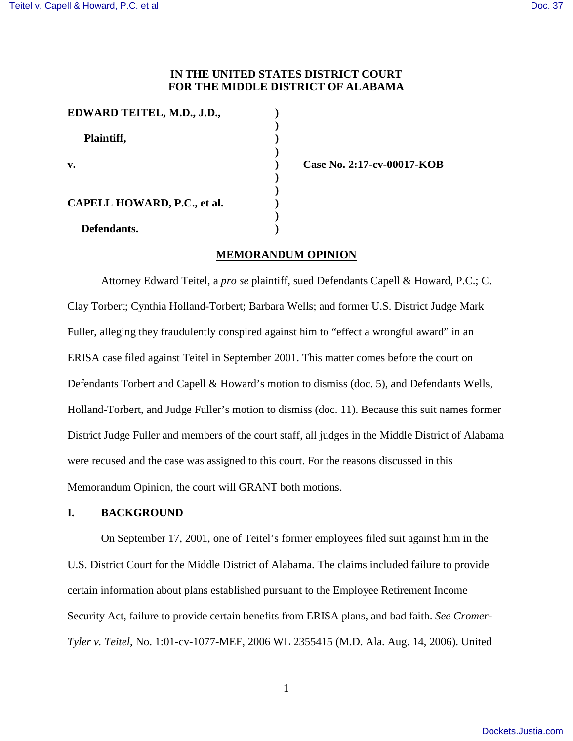**IN THE UNITED STATES DISTRICT COURT**
**FOR THE MIDDLE DISTRICT OF ALABAMA**

| | | |
|---|---|---|
| **EDWARD TEITEL, M.D., J.D.,** | **)** | |
| **Plaintiff,** | **)** | |
| **v.** | **)** | **Case No. 2:17-cv-00017-KOB** |
| **CAPELL HOWARD, P.C., et al.** | **)** | |
| **Defendants.** | **)** | |

## MEMORANDUM OPINION

Attorney Edward Teitel, a *pro se* plaintiff, sued Defendants Capell & Howard, P.C.; C. Clay Torbert; Cynthia Holland-Torbert; Barbara Wells; and former U.S. District Judge Mark Fuller, alleging they fraudulently conspired against him to "effect a wrongful award" in an ERISA case filed against Teitel in September 2001. This matter comes before the court on Defendants Torbert and Capell & Howard's motion to dismiss (doc. 5), and Defendants Wells, Holland-Torbert, and Judge Fuller's motion to dismiss (doc. 11). Because this suit names former District Judge Fuller and members of the court staff, all judges in the Middle District of Alabama were recused and the case was assigned to this court. For the reasons discussed in this Memorandum Opinion, the court will GRANT both motions.

## I. BACKGROUND

On September 17, 2001, one of Teitel's former employees filed suit against him in the U.S. District Court for the Middle District of Alabama. The claims included failure to provide certain information about plans established pursuant to the Employee Retirement Income Security Act, failure to provide certain benefits from ERISA plans, and bad faith. *See Cromer-Tyler v. Teitel*, No. 1:01-cv-1077-MEF, 2006 WL 2355415 (M.D. Ala. Aug. 14, 2006). United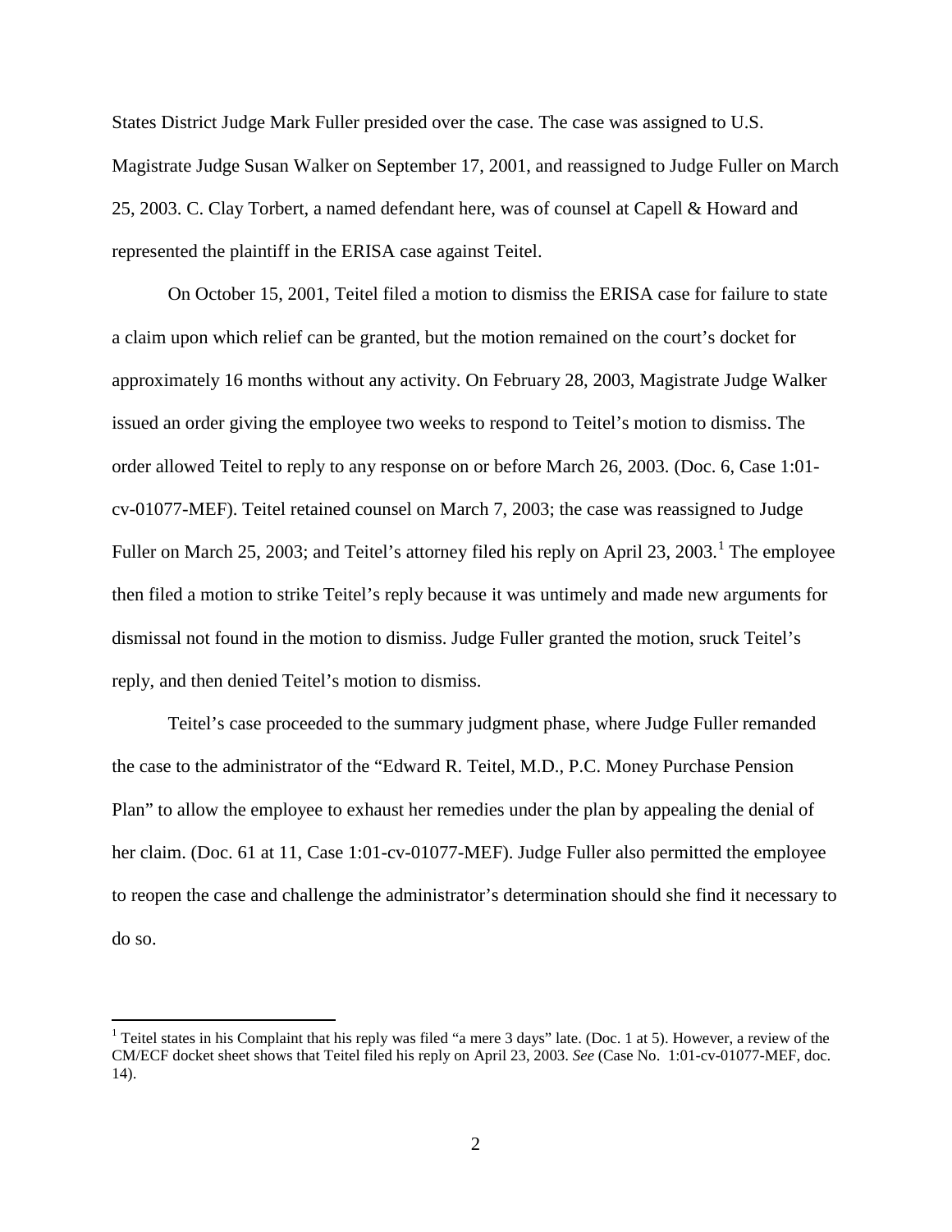States District Judge Mark Fuller presided over the case. The case was assigned to U.S. Magistrate Judge Susan Walker on September 17, 2001, and reassigned to Judge Fuller on March 25, 2003. C. Clay Torbert, a named defendant here, was of counsel at Capell & Howard and represented the plaintiff in the ERISA case against Teitel.

On October 15, 2001, Teitel filed a motion to dismiss the ERISA case for failure to state a claim upon which relief can be granted, but the motion remained on the court's docket for approximately 16 months without any activity. On February 28, 2003, Magistrate Judge Walker issued an order giving the employee two weeks to respond to Teitel's motion to dismiss. The order allowed Teitel to reply to any response on or before March 26, 2003. (Doc. 6, Case 1:01-cv-01077-MEF). Teitel retained counsel on March 7, 2003; the case was reassigned to Judge Fuller on March 25, 2003; and Teitel's attorney filed his reply on April 23, 2003.[1] The employee then filed a motion to strike Teitel's reply because it was untimely and made new arguments for dismissal not found in the motion to dismiss. Judge Fuller granted the motion, sruck Teitel's reply, and then denied Teitel's motion to dismiss.

Teitel's case proceeded to the summary judgment phase, where Judge Fuller remanded the case to the administrator of the "Edward R. Teitel, M.D., P.C. Money Purchase Pension Plan" to allow the employee to exhaust her remedies under the plan by appealing the denial of her claim. (Doc. 61 at 11, Case 1:01-cv-01077-MEF). Judge Fuller also permitted the employee to reopen the case and challenge the administrator's determination should she find it necessary to do so.

[1] Teitel states in his Complaint that his reply was filed "a mere 3 days" late. (Doc. 1 at 5). However, a review of the CM/ECF docket sheet shows that Teitel filed his reply on April 23, 2003. *See* (Case No. 1:01-cv-01077-MEF, doc. 14).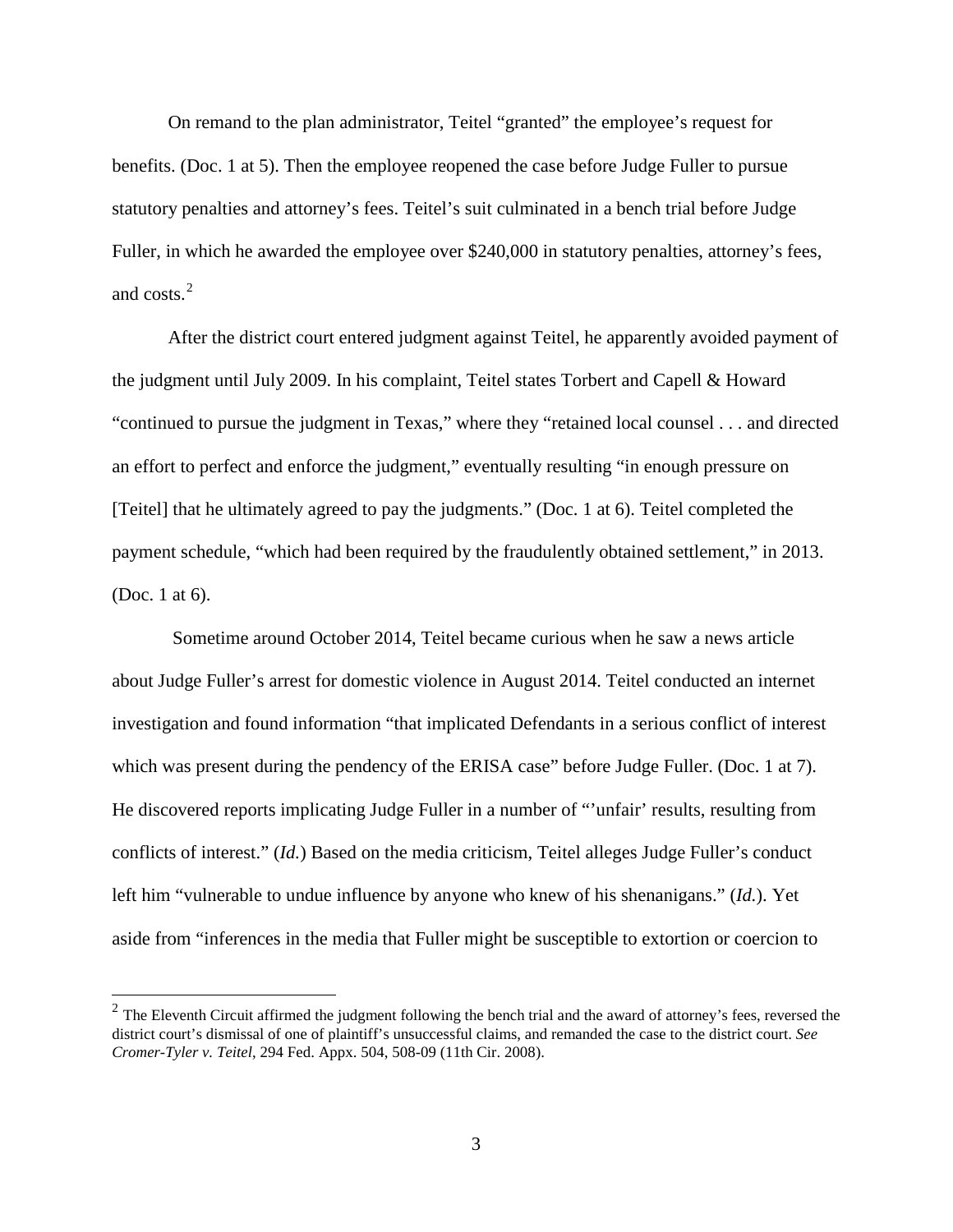On remand to the plan administrator, Teitel "granted" the employee's request for benefits. (Doc. 1 at 5). Then the employee reopened the case before Judge Fuller to pursue statutory penalties and attorney's fees. Teitel's suit culminated in a bench trial before Judge Fuller, in which he awarded the employee over $240,000 in statutory penalties, attorney's fees, and costs.[2]

After the district court entered judgment against Teitel, he apparently avoided payment of the judgment until July 2009. In his complaint, Teitel states Torbert and Capell & Howard "continued to pursue the judgment in Texas," where they "retained local counsel . . . and directed an effort to perfect and enforce the judgment," eventually resulting "in enough pressure on [Teitel] that he ultimately agreed to pay the judgments." (Doc. 1 at 6). Teitel completed the payment schedule, "which had been required by the fraudulently obtained settlement," in 2013. (Doc. 1 at 6).

Sometime around October 2014, Teitel became curious when he saw a news article about Judge Fuller's arrest for domestic violence in August 2014. Teitel conducted an internet investigation and found information "that implicated Defendants in a serious conflict of interest which was present during the pendency of the ERISA case" before Judge Fuller. (Doc. 1 at 7). He discovered reports implicating Judge Fuller in a number of "'unfair' results, resulting from conflicts of interest." (*Id.*) Based on the media criticism, Teitel alleges Judge Fuller's conduct left him "vulnerable to undue influence by anyone who knew of his shenanigans." (*Id.*). Yet aside from "inferences in the media that Fuller might be susceptible to extortion or coercion to

---

[2] The Eleventh Circuit affirmed the judgment following the bench trial and the award of attorney's fees, reversed the district court's dismissal of one of plaintiff's unsuccessful claims, and remanded the case to the district court. *See Cromer-Tyler v. Teitel*, 294 Fed. Appx. 504, 508-09 (11th Cir. 2008).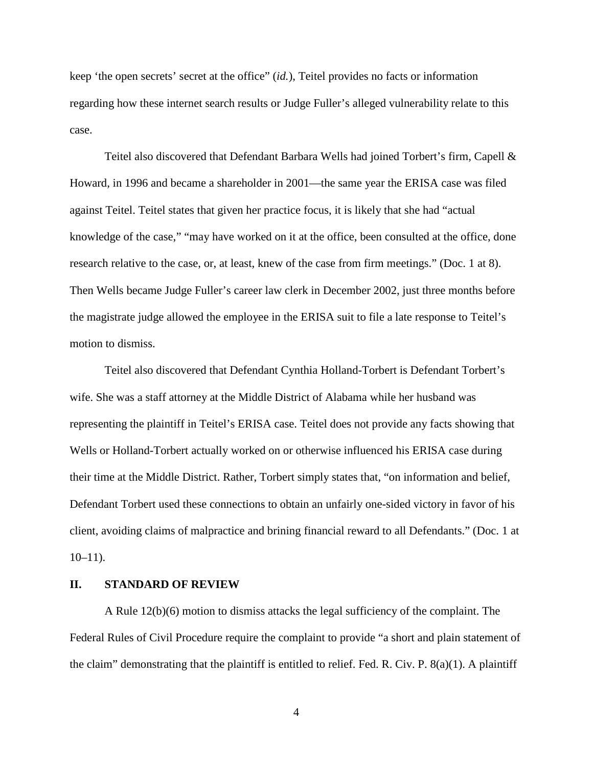keep 'the open secrets' secret at the office" (*id.*), Teitel provides no facts or information regarding how these internet search results or Judge Fuller's alleged vulnerability relate to this case.

Teitel also discovered that Defendant Barbara Wells had joined Torbert's firm, Capell & Howard, in 1996 and became a shareholder in 2001—the same year the ERISA case was filed against Teitel. Teitel states that given her practice focus, it is likely that she had "actual knowledge of the case," "may have worked on it at the office, been consulted at the office, done research relative to the case, or, at least, knew of the case from firm meetings." (Doc. 1 at 8). Then Wells became Judge Fuller's career law clerk in December 2002, just three months before the magistrate judge allowed the employee in the ERISA suit to file a late response to Teitel's motion to dismiss.

Teitel also discovered that Defendant Cynthia Holland-Torbert is Defendant Torbert's wife. She was a staff attorney at the Middle District of Alabama while her husband was representing the plaintiff in Teitel's ERISA case. Teitel does not provide any facts showing that Wells or Holland-Torbert actually worked on or otherwise influenced his ERISA case during their time at the Middle District. Rather, Torbert simply states that, "on information and belief, Defendant Torbert used these connections to obtain an unfairly one-sided victory in favor of his client, avoiding claims of malpractice and brining financial reward to all Defendants." (Doc. 1 at 10–11).

## II. STANDARD OF REVIEW

A Rule 12(b)(6) motion to dismiss attacks the legal sufficiency of the complaint. The Federal Rules of Civil Procedure require the complaint to provide "a short and plain statement of the claim" demonstrating that the plaintiff is entitled to relief. Fed. R. Civ. P. 8(a)(1). A plaintiff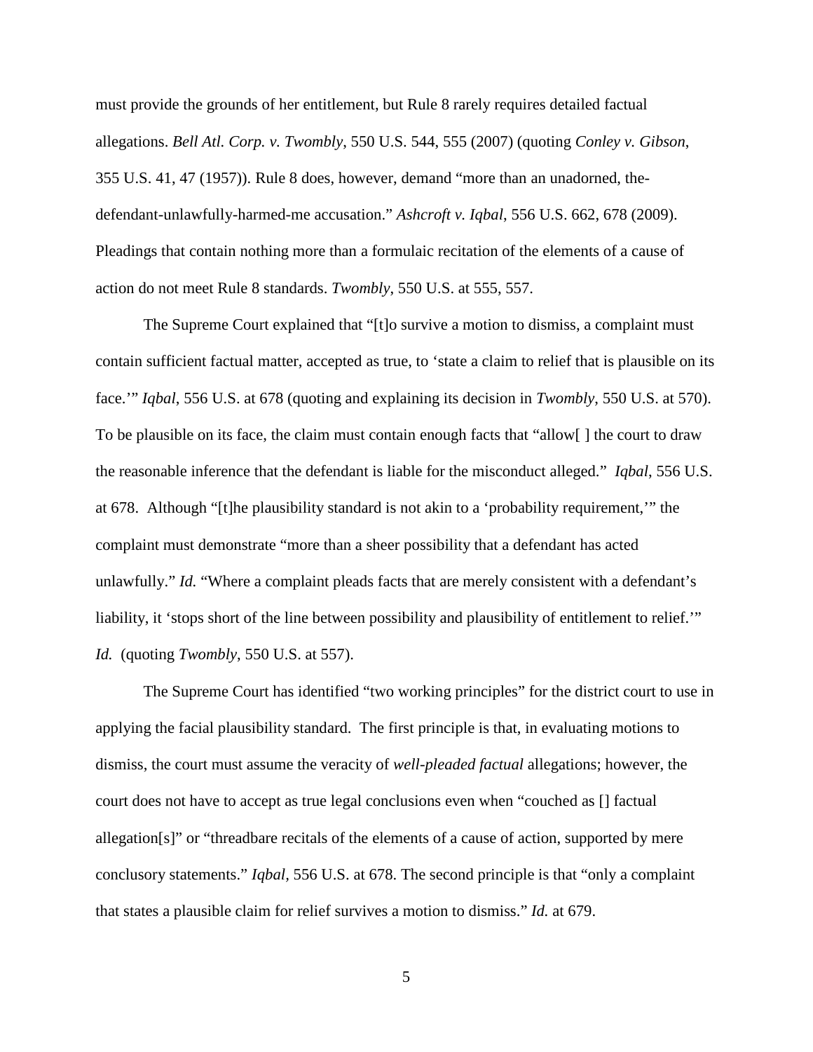must provide the grounds of her entitlement, but Rule 8 rarely requires detailed factual allegations. *Bell Atl. Corp. v. Twombly*, 550 U.S. 544, 555 (2007) (quoting *Conley v. Gibson*, 355 U.S. 41, 47 (1957)). Rule 8 does, however, demand "more than an unadorned, the-defendant-unlawfully-harmed-me accusation." *Ashcroft v. Iqbal*, 556 U.S. 662, 678 (2009). Pleadings that contain nothing more than a formulaic recitation of the elements of a cause of action do not meet Rule 8 standards. *Twombly*, 550 U.S. at 555, 557.

The Supreme Court explained that "[t]o survive a motion to dismiss, a complaint must contain sufficient factual matter, accepted as true, to 'state a claim to relief that is plausible on its face.'" *Iqbal*, 556 U.S. at 678 (quoting and explaining its decision in *Twombly*, 550 U.S. at 570). To be plausible on its face, the claim must contain enough facts that "allow[ ] the court to draw the reasonable inference that the defendant is liable for the misconduct alleged." *Iqbal*, 556 U.S. at 678. Although "[t]he plausibility standard is not akin to a 'probability requirement,'" the complaint must demonstrate "more than a sheer possibility that a defendant has acted unlawfully." *Id.* "Where a complaint pleads facts that are merely consistent with a defendant's liability, it 'stops short of the line between possibility and plausibility of entitlement to relief.'" *Id.* (quoting *Twombly*, 550 U.S. at 557).

The Supreme Court has identified "two working principles" for the district court to use in applying the facial plausibility standard. The first principle is that, in evaluating motions to dismiss, the court must assume the veracity of *well-pleaded factual* allegations; however, the court does not have to accept as true legal conclusions even when "couched as [] factual allegation[s]" or "threadbare recitals of the elements of a cause of action, supported by mere conclusory statements." *Iqbal*, 556 U.S. at 678. The second principle is that "only a complaint that states a plausible claim for relief survives a motion to dismiss." *Id.* at 679.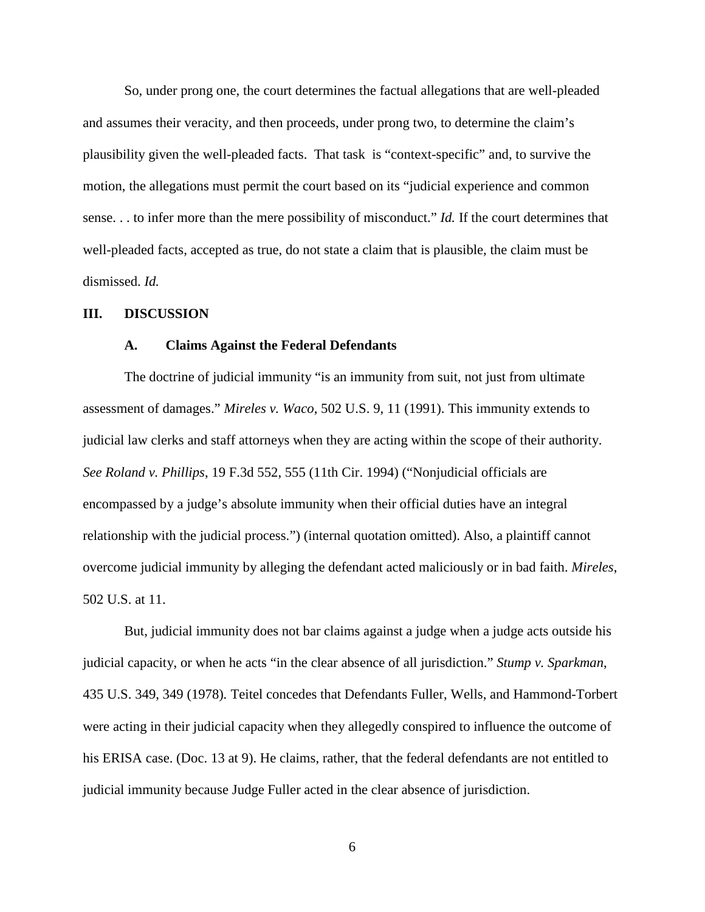So, under prong one, the court determines the factual allegations that are well-pleaded and assumes their veracity, and then proceeds, under prong two, to determine the claim's plausibility given the well-pleaded facts. That task is "context-specific" and, to survive the motion, the allegations must permit the court based on its "judicial experience and common sense. . . to infer more than the mere possibility of misconduct." *Id.* If the court determines that well-pleaded facts, accepted as true, do not state a claim that is plausible, the claim must be dismissed. *Id.*

## III. DISCUSSION

### A. Claims Against the Federal Defendants

The doctrine of judicial immunity "is an immunity from suit, not just from ultimate assessment of damages." *Mireles v. Waco*, 502 U.S. 9, 11 (1991). This immunity extends to judicial law clerks and staff attorneys when they are acting within the scope of their authority. *See Roland v. Phillips*, 19 F.3d 552, 555 (11th Cir. 1994) ("Nonjudicial officials are encompassed by a judge's absolute immunity when their official duties have an integral relationship with the judicial process.") (internal quotation omitted). Also, a plaintiff cannot overcome judicial immunity by alleging the defendant acted maliciously or in bad faith. *Mireles*, 502 U.S. at 11.

But, judicial immunity does not bar claims against a judge when a judge acts outside his judicial capacity, or when he acts "in the clear absence of all jurisdiction." *Stump v. Sparkman*, 435 U.S. 349, 349 (1978). Teitel concedes that Defendants Fuller, Wells, and Hammond-Torbert were acting in their judicial capacity when they allegedly conspired to influence the outcome of his ERISA case. (Doc. 13 at 9). He claims, rather, that the federal defendants are not entitled to judicial immunity because Judge Fuller acted in the clear absence of jurisdiction.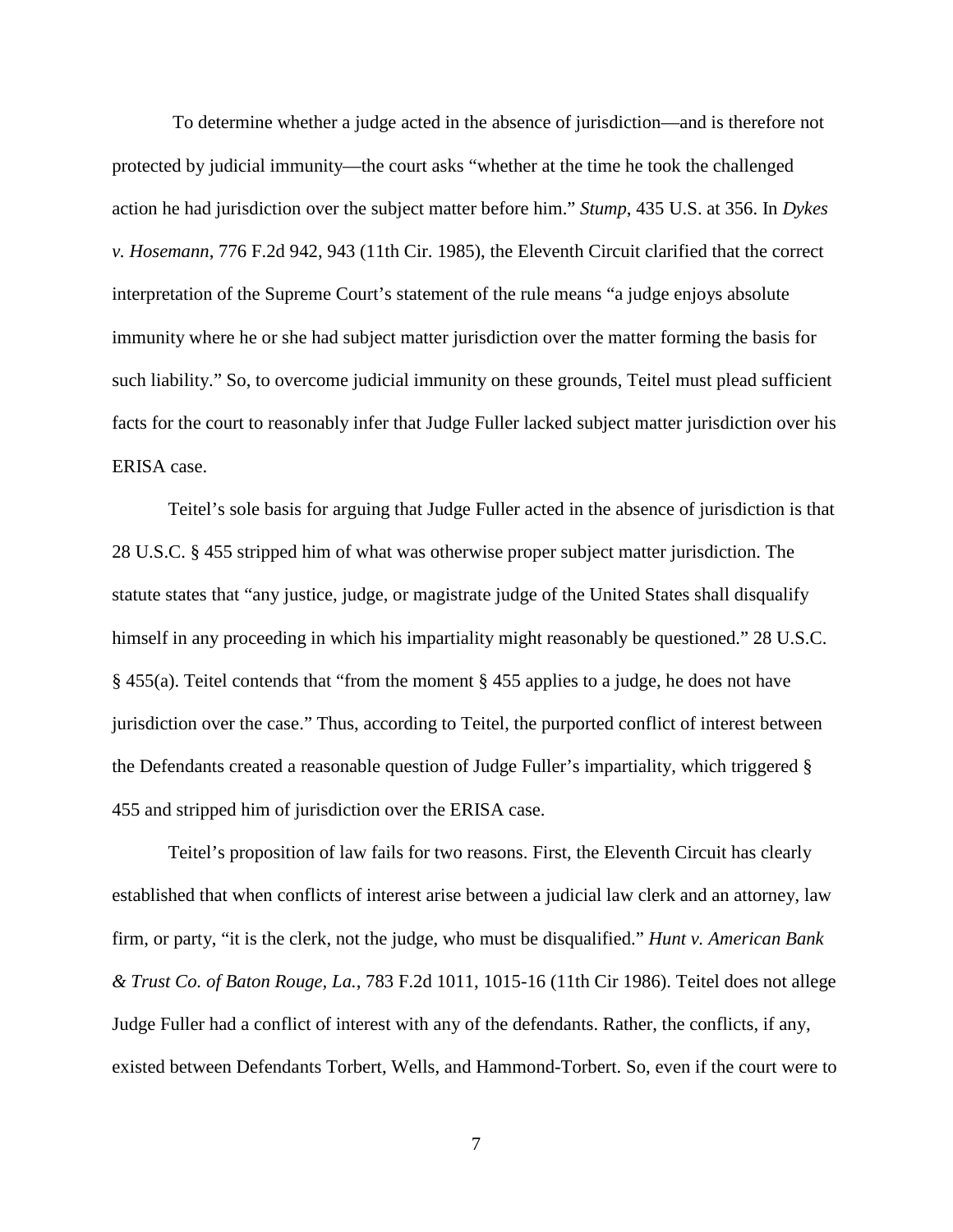To determine whether a judge acted in the absence of jurisdiction—and is therefore not protected by judicial immunity—the court asks "whether at the time he took the challenged action he had jurisdiction over the subject matter before him." *Stump*, 435 U.S. at 356. In *Dykes v. Hosemann*, 776 F.2d 942, 943 (11th Cir. 1985), the Eleventh Circuit clarified that the correct interpretation of the Supreme Court's statement of the rule means "a judge enjoys absolute immunity where he or she had subject matter jurisdiction over the matter forming the basis for such liability." So, to overcome judicial immunity on these grounds, Teitel must plead sufficient facts for the court to reasonably infer that Judge Fuller lacked subject matter jurisdiction over his ERISA case.

Teitel's sole basis for arguing that Judge Fuller acted in the absence of jurisdiction is that 28 U.S.C. § 455 stripped him of what was otherwise proper subject matter jurisdiction. The statute states that "any justice, judge, or magistrate judge of the United States shall disqualify himself in any proceeding in which his impartiality might reasonably be questioned." 28 U.S.C. § 455(a). Teitel contends that "from the moment § 455 applies to a judge, he does not have jurisdiction over the case." Thus, according to Teitel, the purported conflict of interest between the Defendants created a reasonable question of Judge Fuller's impartiality, which triggered § 455 and stripped him of jurisdiction over the ERISA case.

Teitel's proposition of law fails for two reasons. First, the Eleventh Circuit has clearly established that when conflicts of interest arise between a judicial law clerk and an attorney, law firm, or party, "it is the clerk, not the judge, who must be disqualified." *Hunt v. American Bank & Trust Co. of Baton Rouge, La.*, 783 F.2d 1011, 1015-16 (11th Cir 1986). Teitel does not allege Judge Fuller had a conflict of interest with any of the defendants. Rather, the conflicts, if any, existed between Defendants Torbert, Wells, and Hammond-Torbert. So, even if the court were to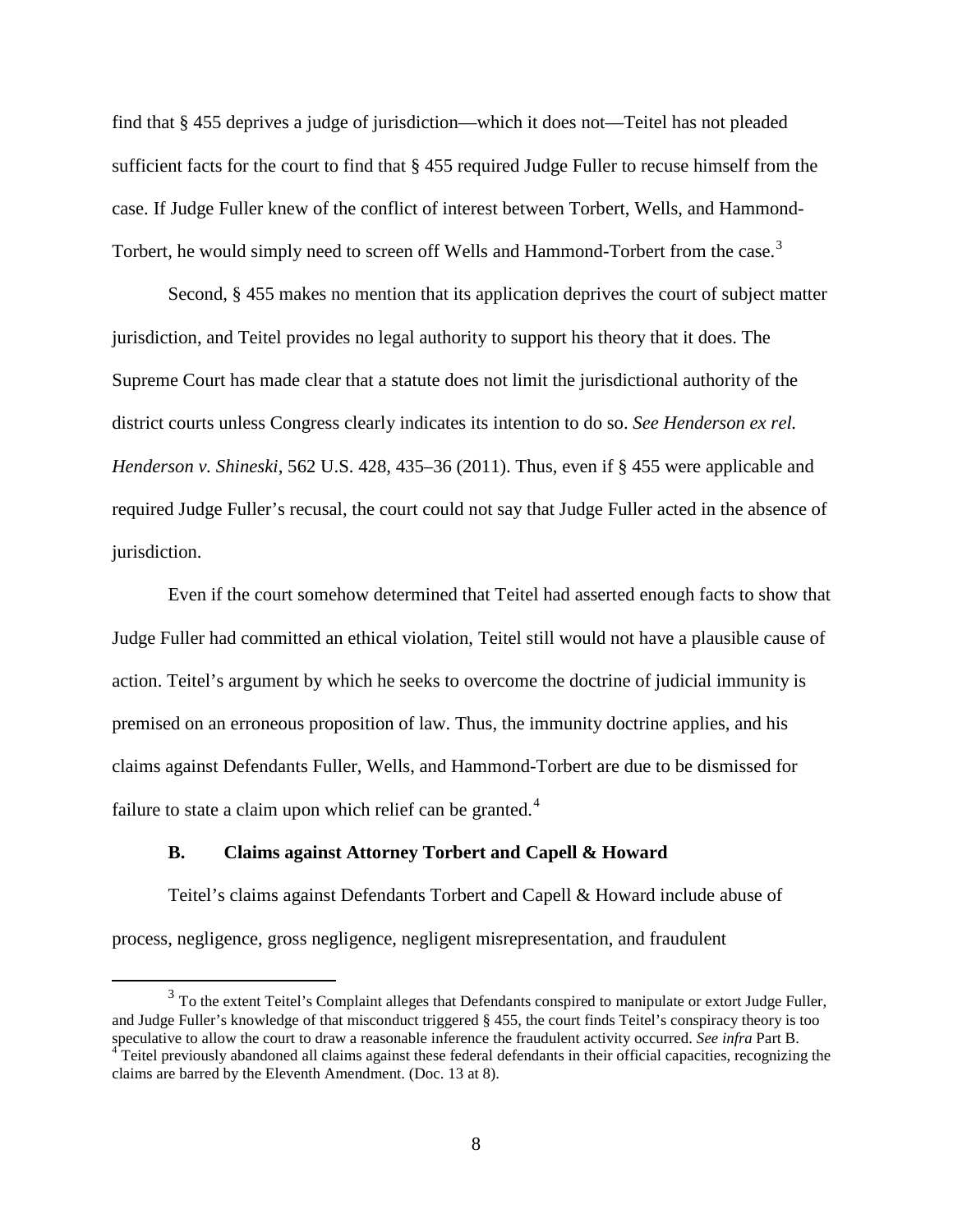find that § 455 deprives a judge of jurisdiction—which it does not—Teitel has not pleaded sufficient facts for the court to find that § 455 required Judge Fuller to recuse himself from the case. If Judge Fuller knew of the conflict of interest between Torbert, Wells, and Hammond-Torbert, he would simply need to screen off Wells and Hammond-Torbert from the case.[3]

Second, § 455 makes no mention that its application deprives the court of subject matter jurisdiction, and Teitel provides no legal authority to support his theory that it does. The Supreme Court has made clear that a statute does not limit the jurisdictional authority of the district courts unless Congress clearly indicates its intention to do so. *See Henderson ex rel. Henderson v. Shineski*, 562 U.S. 428, 435–36 (2011). Thus, even if § 455 were applicable and required Judge Fuller's recusal, the court could not say that Judge Fuller acted in the absence of jurisdiction.

Even if the court somehow determined that Teitel had asserted enough facts to show that Judge Fuller had committed an ethical violation, Teitel still would not have a plausible cause of action. Teitel's argument by which he seeks to overcome the doctrine of judicial immunity is premised on an erroneous proposition of law. Thus, the immunity doctrine applies, and his claims against Defendants Fuller, Wells, and Hammond-Torbert are due to be dismissed for failure to state a claim upon which relief can be granted.[4]

### B. Claims against Attorney Torbert and Capell & Howard

Teitel's claims against Defendants Torbert and Capell & Howard include abuse of process, negligence, gross negligence, negligent misrepresentation, and fraudulent

[3] To the extent Teitel's Complaint alleges that Defendants conspired to manipulate or extort Judge Fuller, and Judge Fuller's knowledge of that misconduct triggered § 455, the court finds Teitel's conspiracy theory is too speculative to allow the court to draw a reasonable inference the fraudulent activity occurred. *See infra* Part B.

[4] Teitel previously abandoned all claims against these federal defendants in their official capacities, recognizing the claims are barred by the Eleventh Amendment. (Doc. 13 at 8).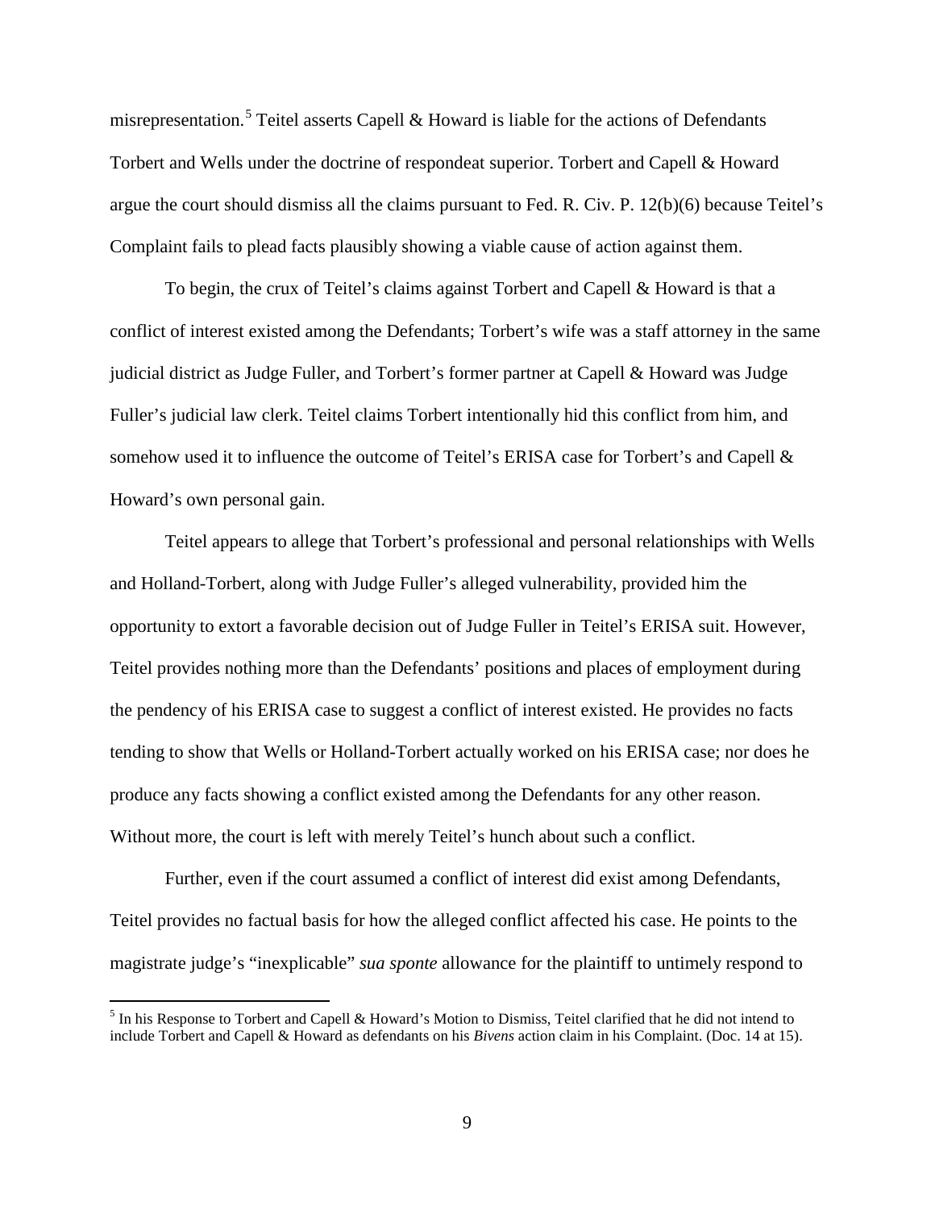misrepresentation.[5] Teitel asserts Capell & Howard is liable for the actions of Defendants Torbert and Wells under the doctrine of respondeat superior. Torbert and Capell & Howard argue the court should dismiss all the claims pursuant to Fed. R. Civ. P. 12(b)(6) because Teitel's Complaint fails to plead facts plausibly showing a viable cause of action against them.

To begin, the crux of Teitel's claims against Torbert and Capell & Howard is that a conflict of interest existed among the Defendants; Torbert's wife was a staff attorney in the same judicial district as Judge Fuller, and Torbert's former partner at Capell & Howard was Judge Fuller's judicial law clerk. Teitel claims Torbert intentionally hid this conflict from him, and somehow used it to influence the outcome of Teitel's ERISA case for Torbert's and Capell & Howard's own personal gain.

Teitel appears to allege that Torbert's professional and personal relationships with Wells and Holland-Torbert, along with Judge Fuller's alleged vulnerability, provided him the opportunity to extort a favorable decision out of Judge Fuller in Teitel's ERISA suit. However, Teitel provides nothing more than the Defendants' positions and places of employment during the pendency of his ERISA case to suggest a conflict of interest existed. He provides no facts tending to show that Wells or Holland-Torbert actually worked on his ERISA case; nor does he produce any facts showing a conflict existed among the Defendants for any other reason. Without more, the court is left with merely Teitel's hunch about such a conflict.

Further, even if the court assumed a conflict of interest did exist among Defendants, Teitel provides no factual basis for how the alleged conflict affected his case. He points to the magistrate judge's "inexplicable" *sua sponte* allowance for the plaintiff to untimely respond to

---

[5] In his Response to Torbert and Capell & Howard's Motion to Dismiss, Teitel clarified that he did not intend to include Torbert and Capell & Howard as defendants on his *Bivens* action claim in his Complaint. (Doc. 14 at 15).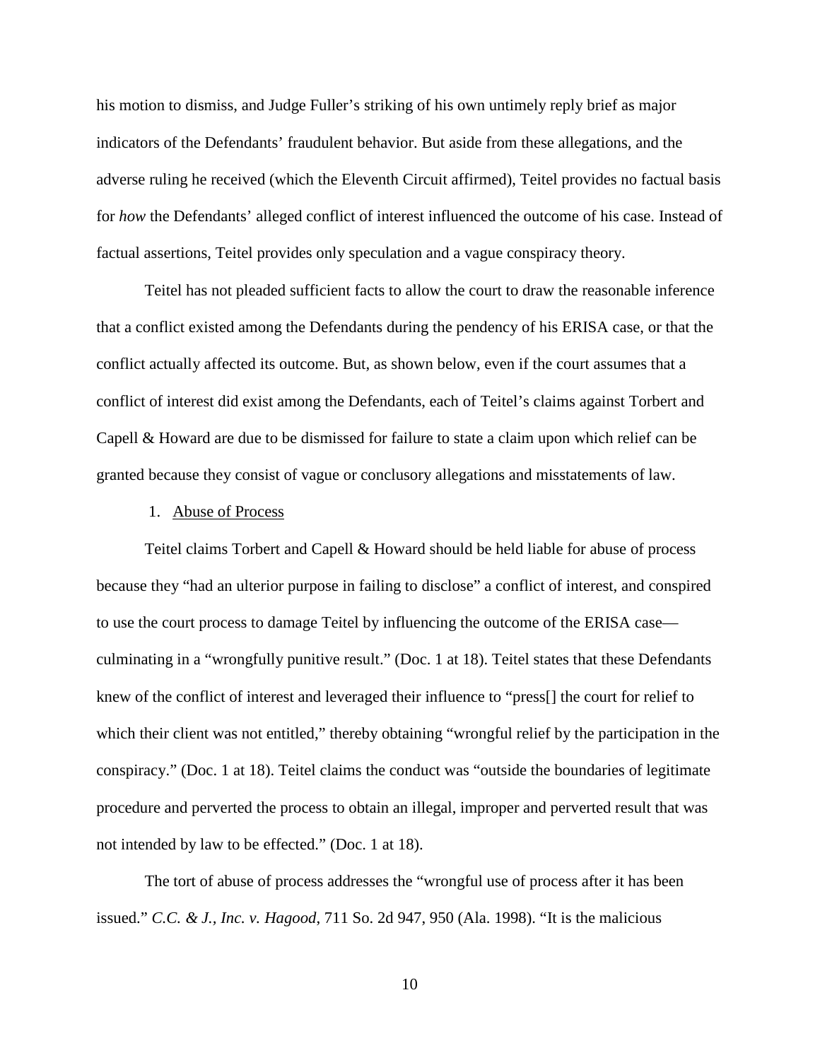his motion to dismiss, and Judge Fuller's striking of his own untimely reply brief as major indicators of the Defendants' fraudulent behavior. But aside from these allegations, and the adverse ruling he received (which the Eleventh Circuit affirmed), Teitel provides no factual basis for *how* the Defendants' alleged conflict of interest influenced the outcome of his case. Instead of factual assertions, Teitel provides only speculation and a vague conspiracy theory.

Teitel has not pleaded sufficient facts to allow the court to draw the reasonable inference that a conflict existed among the Defendants during the pendency of his ERISA case, or that the conflict actually affected its outcome. But, as shown below, even if the court assumes that a conflict of interest did exist among the Defendants, each of Teitel's claims against Torbert and Capell & Howard are due to be dismissed for failure to state a claim upon which relief can be granted because they consist of vague or conclusory allegations and misstatements of law.

1. <u>Abuse of Process</u>

Teitel claims Torbert and Capell & Howard should be held liable for abuse of process because they "had an ulterior purpose in failing to disclose" a conflict of interest, and conspired to use the court process to damage Teitel by influencing the outcome of the ERISA case—culminating in a "wrongfully punitive result." (Doc. 1 at 18). Teitel states that these Defendants knew of the conflict of interest and leveraged their influence to "press[] the court for relief to which their client was not entitled," thereby obtaining "wrongful relief by the participation in the conspiracy." (Doc. 1 at 18). Teitel claims the conduct was "outside the boundaries of legitimate procedure and perverted the process to obtain an illegal, improper and perverted result that was not intended by law to be effected." (Doc. 1 at 18).

The tort of abuse of process addresses the "wrongful use of process after it has been issued." *C.C. & J., Inc. v. Hagood*, 711 So. 2d 947, 950 (Ala. 1998). "It is the malicious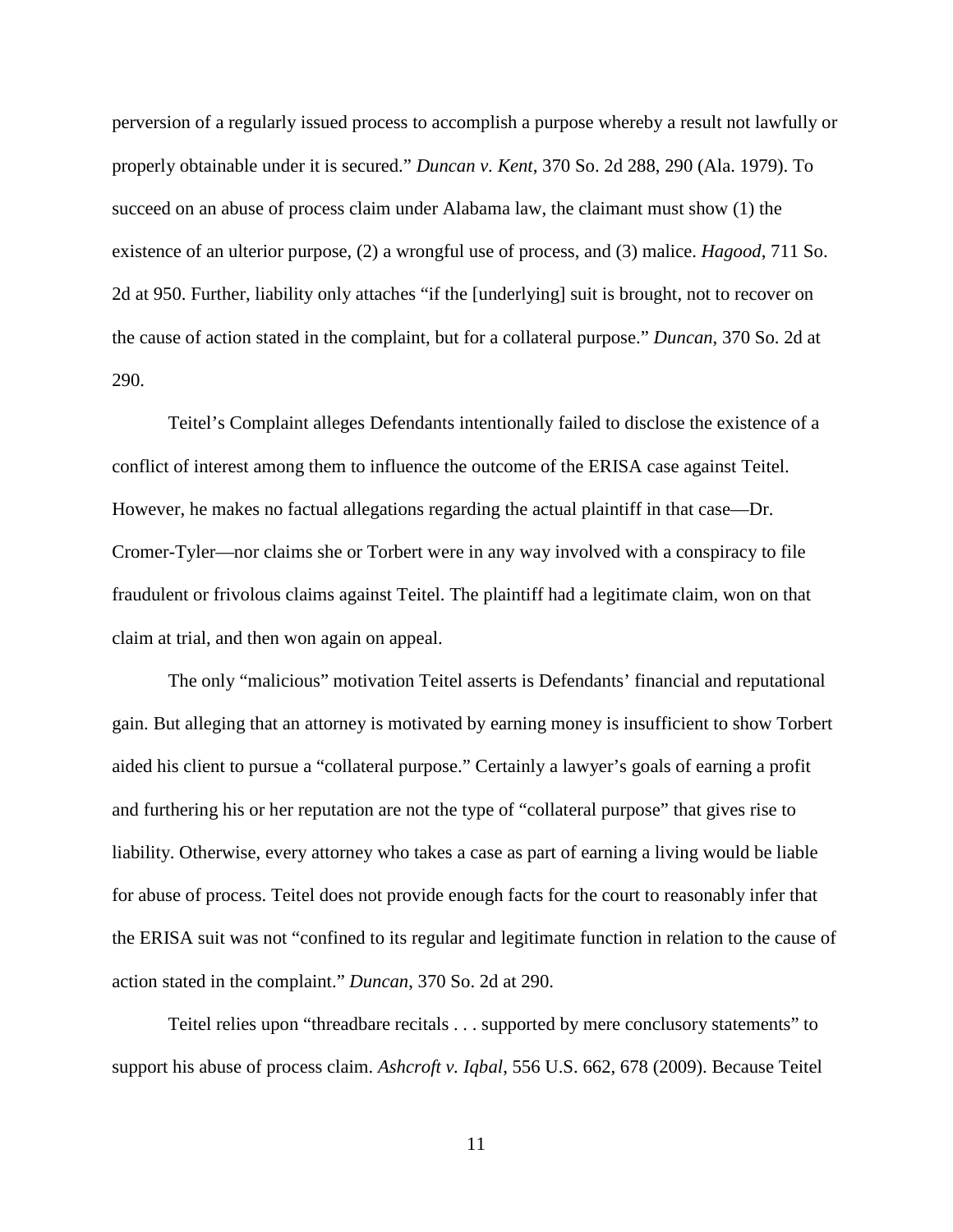perversion of a regularly issued process to accomplish a purpose whereby a result not lawfully or properly obtainable under it is secured." *Duncan v. Kent*, 370 So. 2d 288, 290 (Ala. 1979). To succeed on an abuse of process claim under Alabama law, the claimant must show (1) the existence of an ulterior purpose, (2) a wrongful use of process, and (3) malice. *Hagood*, 711 So. 2d at 950. Further, liability only attaches "if the [underlying] suit is brought, not to recover on the cause of action stated in the complaint, but for a collateral purpose." *Duncan*, 370 So. 2d at 290.

Teitel's Complaint alleges Defendants intentionally failed to disclose the existence of a conflict of interest among them to influence the outcome of the ERISA case against Teitel. However, he makes no factual allegations regarding the actual plaintiff in that case—Dr. Cromer-Tyler—nor claims she or Torbert were in any way involved with a conspiracy to file fraudulent or frivolous claims against Teitel. The plaintiff had a legitimate claim, won on that claim at trial, and then won again on appeal.

The only "malicious" motivation Teitel asserts is Defendants' financial and reputational gain. But alleging that an attorney is motivated by earning money is insufficient to show Torbert aided his client to pursue a "collateral purpose." Certainly a lawyer's goals of earning a profit and furthering his or her reputation are not the type of "collateral purpose" that gives rise to liability. Otherwise, every attorney who takes a case as part of earning a living would be liable for abuse of process. Teitel does not provide enough facts for the court to reasonably infer that the ERISA suit was not "confined to its regular and legitimate function in relation to the cause of action stated in the complaint." *Duncan*, 370 So. 2d at 290.

Teitel relies upon "threadbare recitals . . . supported by mere conclusory statements" to support his abuse of process claim. *Ashcroft v. Iqbal*, 556 U.S. 662, 678 (2009). Because Teitel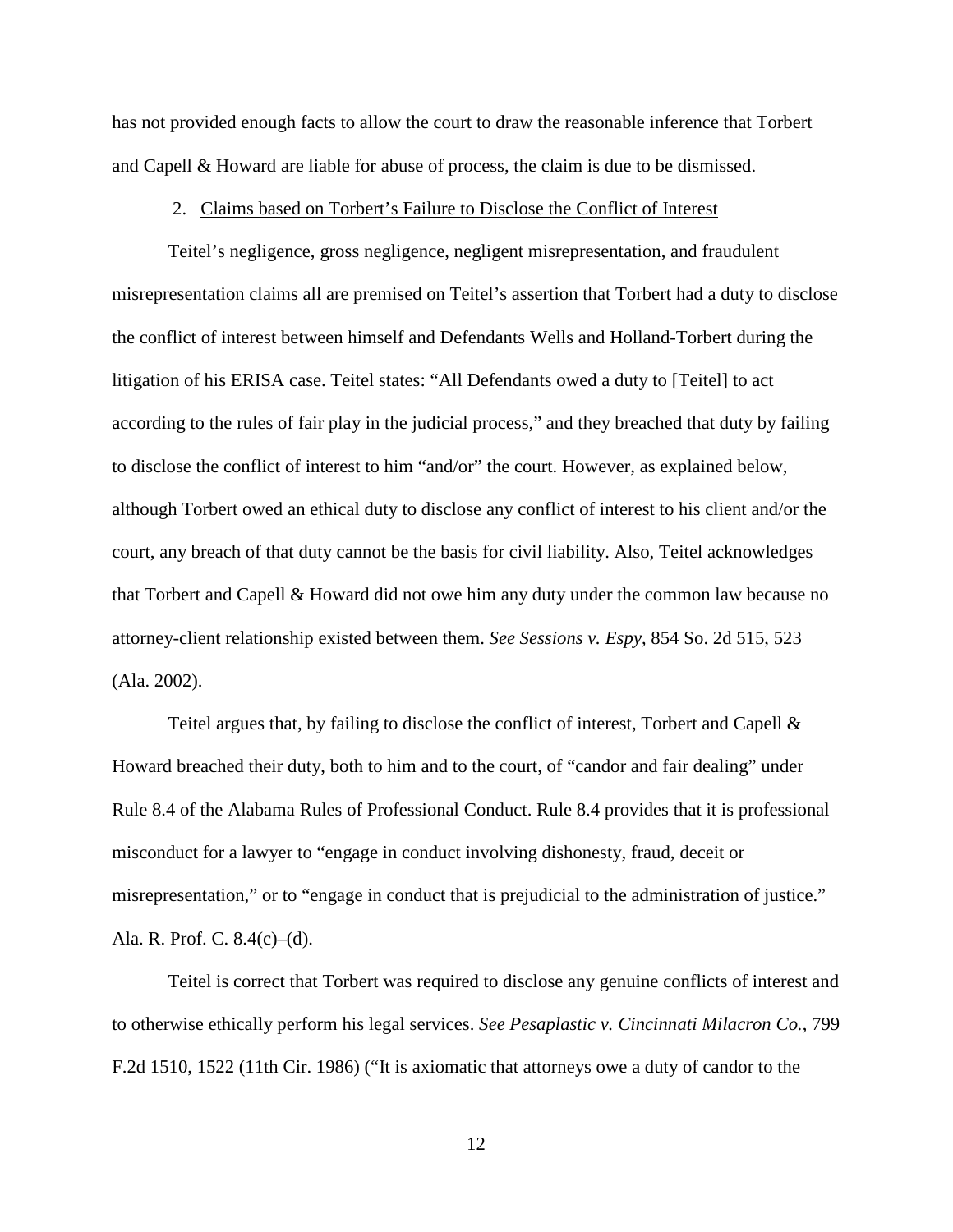has not provided enough facts to allow the court to draw the reasonable inference that Torbert and Capell & Howard are liable for abuse of process, the claim is due to be dismissed.

2. Claims based on Torbert's Failure to Disclose the Conflict of Interest

Teitel's negligence, gross negligence, negligent misrepresentation, and fraudulent misrepresentation claims all are premised on Teitel's assertion that Torbert had a duty to disclose the conflict of interest between himself and Defendants Wells and Holland-Torbert during the litigation of his ERISA case. Teitel states: "All Defendants owed a duty to [Teitel] to act according to the rules of fair play in the judicial process," and they breached that duty by failing to disclose the conflict of interest to him "and/or" the court. However, as explained below, although Torbert owed an ethical duty to disclose any conflict of interest to his client and/or the court, any breach of that duty cannot be the basis for civil liability. Also, Teitel acknowledges that Torbert and Capell & Howard did not owe him any duty under the common law because no attorney-client relationship existed between them. *See Sessions v. Espy*, 854 So. 2d 515, 523 (Ala. 2002).

Teitel argues that, by failing to disclose the conflict of interest, Torbert and Capell & Howard breached their duty, both to him and to the court, of "candor and fair dealing" under Rule 8.4 of the Alabama Rules of Professional Conduct. Rule 8.4 provides that it is professional misconduct for a lawyer to "engage in conduct involving dishonesty, fraud, deceit or misrepresentation," or to "engage in conduct that is prejudicial to the administration of justice." Ala. R. Prof. C. 8.4(c)–(d).

Teitel is correct that Torbert was required to disclose any genuine conflicts of interest and to otherwise ethically perform his legal services. *See Pesaplastic v. Cincinnati Milacron Co.*, 799 F.2d 1510, 1522 (11th Cir. 1986) ("It is axiomatic that attorneys owe a duty of candor to the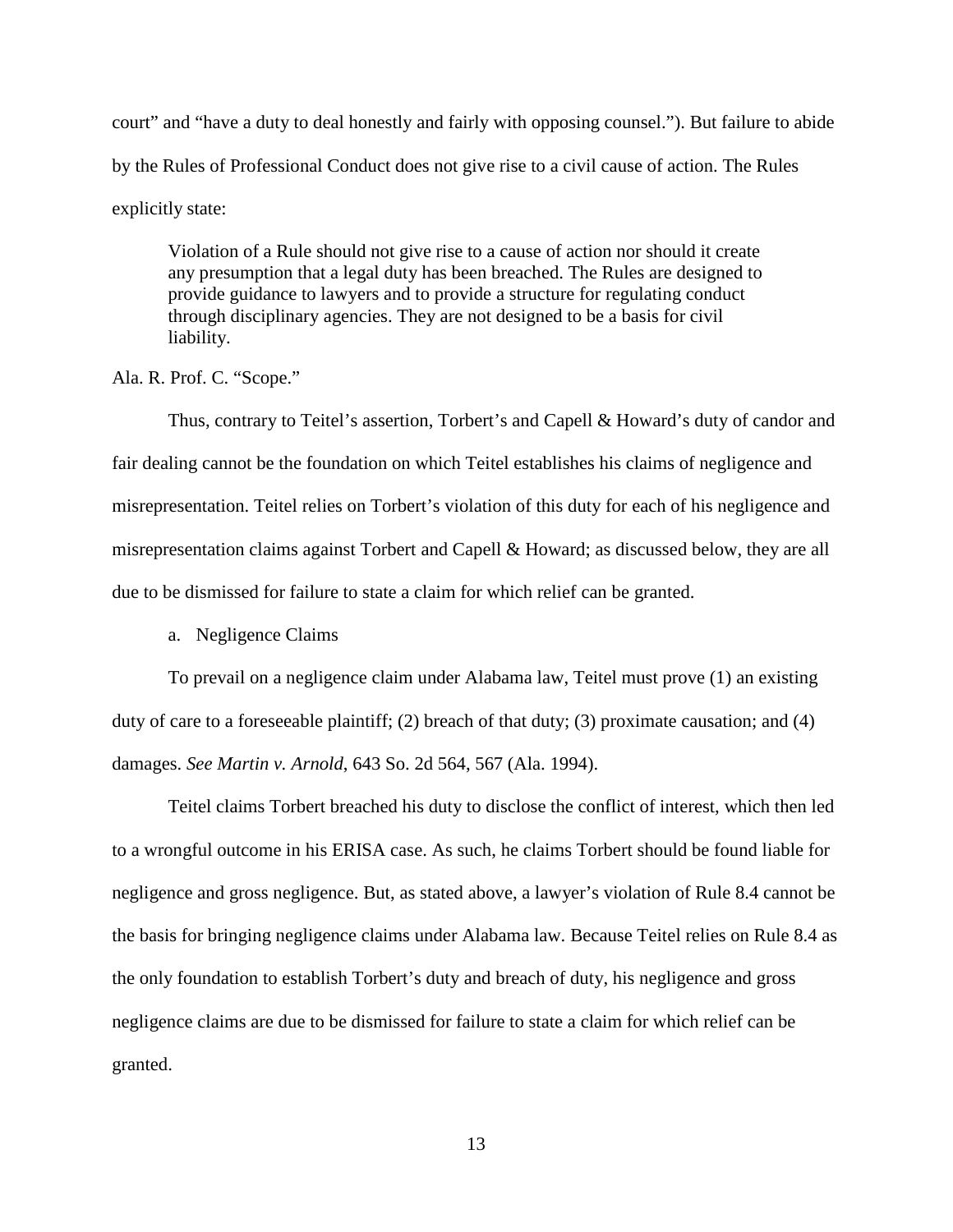court" and "have a duty to deal honestly and fairly with opposing counsel."). But failure to abide by the Rules of Professional Conduct does not give rise to a civil cause of action. The Rules explicitly state:

> Violation of a Rule should not give rise to a cause of action nor should it create any presumption that a legal duty has been breached. The Rules are designed to provide guidance to lawyers and to provide a structure for regulating conduct through disciplinary agencies. They are not designed to be a basis for civil liability.

Ala. R. Prof. C. "Scope."

Thus, contrary to Teitel's assertion, Torbert's and Capell & Howard's duty of candor and fair dealing cannot be the foundation on which Teitel establishes his claims of negligence and misrepresentation. Teitel relies on Torbert's violation of this duty for each of his negligence and misrepresentation claims against Torbert and Capell & Howard; as discussed below, they are all due to be dismissed for failure to state a claim for which relief can be granted.

a. Negligence Claims

To prevail on a negligence claim under Alabama law, Teitel must prove (1) an existing duty of care to a foreseeable plaintiff; (2) breach of that duty; (3) proximate causation; and (4) damages. *See Martin v. Arnold*, 643 So. 2d 564, 567 (Ala. 1994).

Teitel claims Torbert breached his duty to disclose the conflict of interest, which then led to a wrongful outcome in his ERISA case. As such, he claims Torbert should be found liable for negligence and gross negligence. But, as stated above, a lawyer's violation of Rule 8.4 cannot be the basis for bringing negligence claims under Alabama law. Because Teitel relies on Rule 8.4 as the only foundation to establish Torbert's duty and breach of duty, his negligence and gross negligence claims are due to be dismissed for failure to state a claim for which relief can be granted.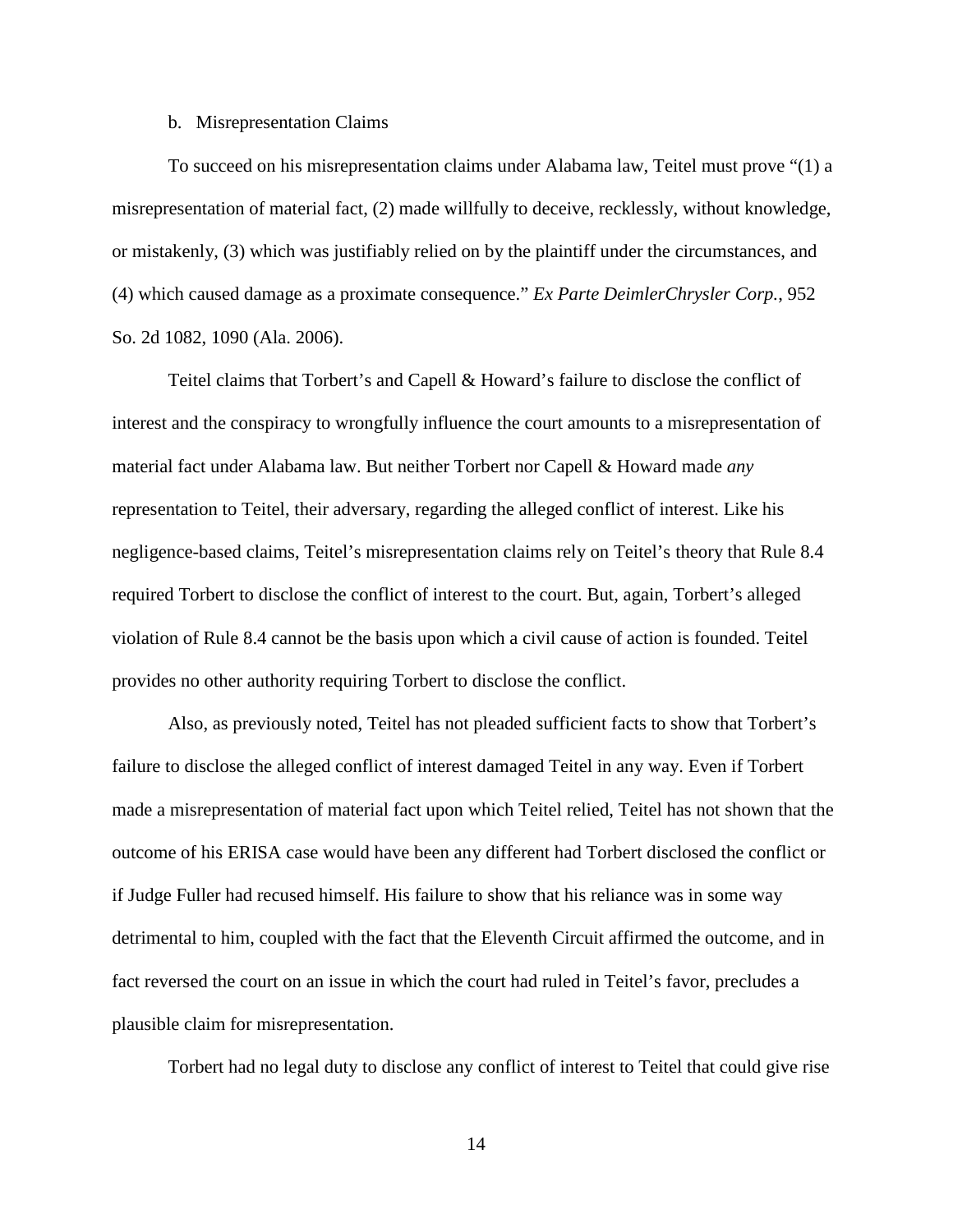b. Misrepresentation Claims

To succeed on his misrepresentation claims under Alabama law, Teitel must prove "(1) a misrepresentation of material fact, (2) made willfully to deceive, recklessly, without knowledge, or mistakenly, (3) which was justifiably relied on by the plaintiff under the circumstances, and (4) which caused damage as a proximate consequence." *Ex Parte DeimlerChrysler Corp.*, 952 So. 2d 1082, 1090 (Ala. 2006).

Teitel claims that Torbert's and Capell & Howard's failure to disclose the conflict of interest and the conspiracy to wrongfully influence the court amounts to a misrepresentation of material fact under Alabama law. But neither Torbert nor Capell & Howard made *any* representation to Teitel, their adversary, regarding the alleged conflict of interest. Like his negligence-based claims, Teitel's misrepresentation claims rely on Teitel's theory that Rule 8.4 required Torbert to disclose the conflict of interest to the court. But, again, Torbert's alleged violation of Rule 8.4 cannot be the basis upon which a civil cause of action is founded. Teitel provides no other authority requiring Torbert to disclose the conflict.

Also, as previously noted, Teitel has not pleaded sufficient facts to show that Torbert's failure to disclose the alleged conflict of interest damaged Teitel in any way. Even if Torbert made a misrepresentation of material fact upon which Teitel relied, Teitel has not shown that the outcome of his ERISA case would have been any different had Torbert disclosed the conflict or if Judge Fuller had recused himself. His failure to show that his reliance was in some way detrimental to him, coupled with the fact that the Eleventh Circuit affirmed the outcome, and in fact reversed the court on an issue in which the court had ruled in Teitel's favor, precludes a plausible claim for misrepresentation.

Torbert had no legal duty to disclose any conflict of interest to Teitel that could give rise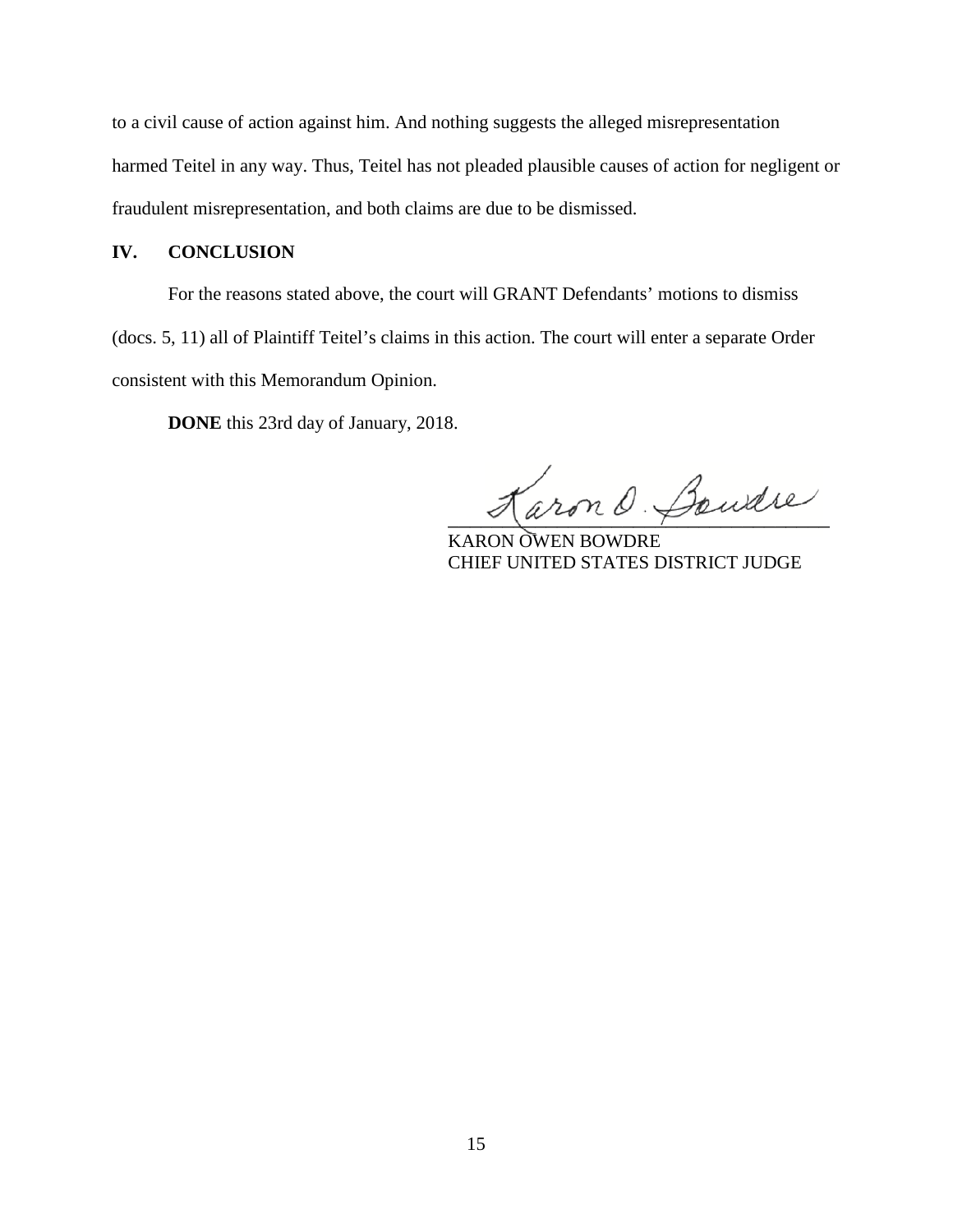to a civil cause of action against him. And nothing suggests the alleged misrepresentation harmed Teitel in any way. Thus, Teitel has not pleaded plausible causes of action for negligent or fraudulent misrepresentation, and both claims are due to be dismissed.

## IV. CONCLUSION

For the reasons stated above, the court will GRANT Defendants' motions to dismiss (docs. 5, 11) all of Plaintiff Teitel's claims in this action. The court will enter a separate Order consistent with this Memorandum Opinion.

**DONE** this 23rd day of January, 2018.

KARON OWEN BOWDRE
CHIEF UNITED STATES DISTRICT JUDGE